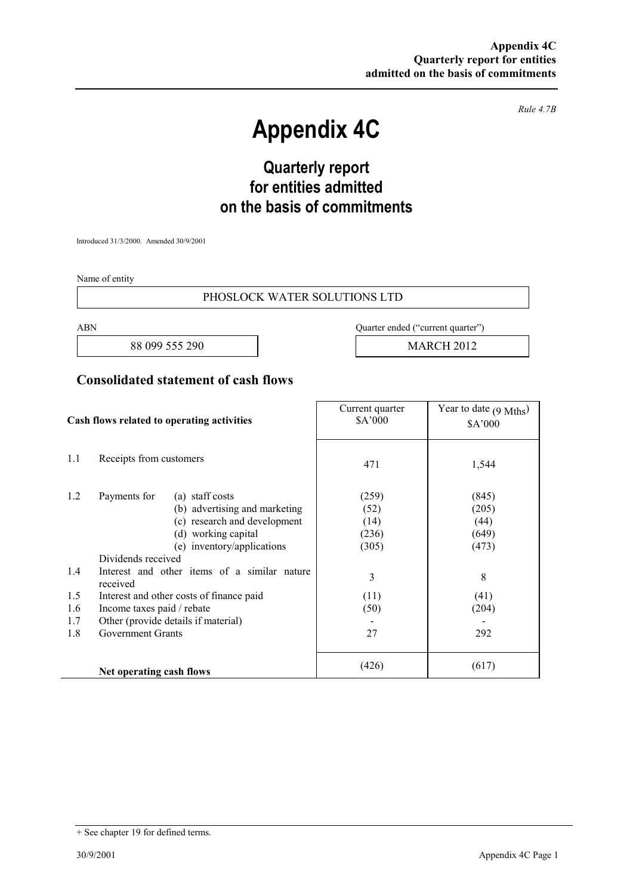Rule 4.7B

# Appendix 4C

## Quarterly report for entities admitted on the basis of commitments

Introduced 31/3/2000. Amended 30/9/2001

Name of entity

PHOSLOCK WATER SOLUTIONS LTD

| ABN | Quarter ended ("current quarter") |
|---|---|
| 88 099 555 290 | MARCH 2012 |

## Consolidated statement of cash flows

| | Cash flows related to operating activities | Current quarter $A'000 | Year to date (9 Mths) $A'000 |
|---|---|---|---|
| 1.1 | Receipts from customers | 471 | 1,544 |
| 1.2 | Payments for (a) staff costs | (259) | (845) |
| | (b) advertising and marketing | (52) | (205) |
| | (c) research and development | (14) | (44) |
| | (d) working capital | (236) | (649) |
| | (e) inventory/applications | (305) | (473) |
| | Dividends received | | |
| 1.4 | Interest and other items of a similar nature received | 3 | 8 |
| 1.5 | Interest and other costs of finance paid | (11) | (41) |
| 1.6 | Income taxes paid / rebate | (50) | (204) |
| 1.7 | Other (provide details if material) | - | - |
| 1.8 | Government Grants | 27 | 292 |
| | **Net operating cash flows** | (426) | (617) |

+ See chapter 19 for defined terms.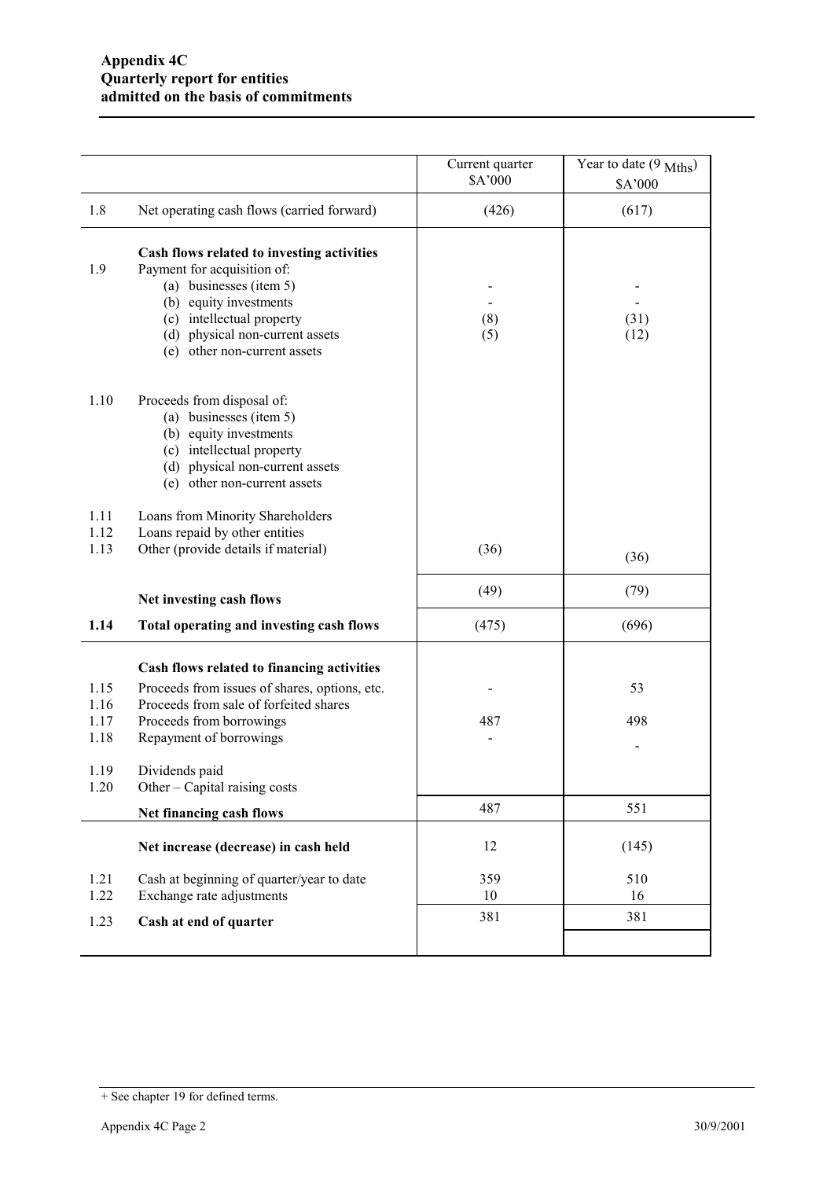**Appendix 4C**
**Quarterly report for entities admitted on the basis of commitments**

| | | Current quarter $A'000 | Year to date (9 Mths) $A'000 |
|---|---|---|---|
| 1.8 | Net operating cash flows (carried forward) | (426) | (617) |
| | **Cash flows related to investing activities** | | |
| 1.9 | Payment for acquisition of: | | |
| | (a) businesses (item 5) | - | - |
| | (b) equity investments | - | - |
| | (c) intellectual property | (8) | (31) |
| | (d) physical non-current assets | (5) | (12) |
| | (e) other non-current assets | | |
| 1.10 | Proceeds from disposal of: | | |
| | (a) businesses (item 5) | | |
| | (b) equity investments | | |
| | (c) intellectual property | | |
| | (d) physical non-current assets | | |
| | (e) other non-current assets | | |
| 1.11 | Loans from Minority Shareholders | | |
| 1.12 | Loans repaid by other entities | | |
| 1.13 | Other (provide details if material) | (36) | (36) |
| | **Net investing cash flows** | (49) | (79) |
| **1.14** | **Total operating and investing cash flows** | (475) | (696) |
| | **Cash flows related to financing activities** | | |
| 1.15 | Proceeds from issues of shares, options, etc. | - | 53 |
| 1.16 | Proceeds from sale of forfeited shares | | |
| 1.17 | Proceeds from borrowings | 487 | 498 |
| 1.18 | Repayment of borrowings | - | - |
| 1.19 | Dividends paid | | |
| 1.20 | Other – Capital raising costs | | |
| | **Net financing cash flows** | 487 | 551 |
| | **Net increase (decrease) in cash held** | 12 | (145) |
| 1.21 | Cash at beginning of quarter/year to date | 359 | 510 |
| 1.22 | Exchange rate adjustments | 10 | 16 |
| 1.23 | **Cash at end of quarter** | 381 | 381 |

+ See chapter 19 for defined terms.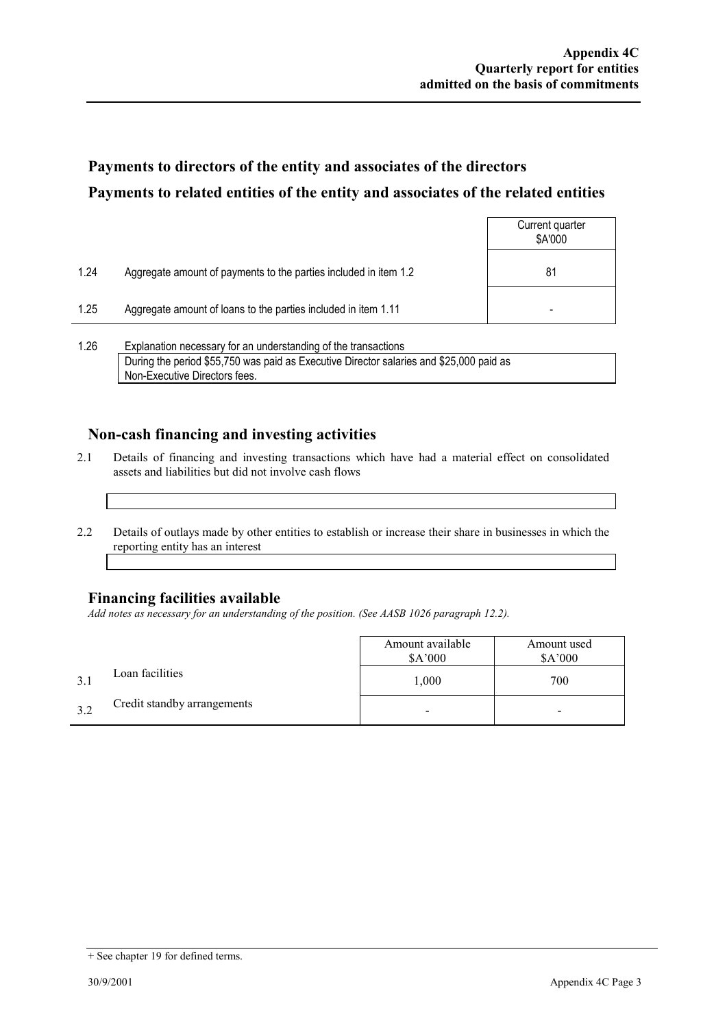## Payments to directors of the entity and associates of the directors

## Payments to related entities of the entity and associates of the related entities

| | | Current quarter $A'000 |
|---|---|---|
| 1.24 | Aggregate amount of payments to the parties included in item 1.2 | 81 |
| 1.25 | Aggregate amount of loans to the parties included in item 1.11 | - |

1.26 Explanation necessary for an understanding of the transactions

During the period $55,750 was paid as Executive Director salaries and $25,000 paid as Non-Executive Directors fees.

## Non-cash financing and investing activities

2.1 Details of financing and investing transactions which have had a material effect on consolidated assets and liabilities but did not involve cash flows

2.2 Details of outlays made by other entities to establish or increase their share in businesses in which the reporting entity has an interest

## Financing facilities available

*Add notes as necessary for an understanding of the position. (See AASB 1026 paragraph 12.2).*

| | | Amount available $A'000 | Amount used $A'000 |
|---|---|---|---|
| 3.1 | Loan facilities | 1,000 | 700 |
| 3.2 | Credit standby arrangements | - | - |

+ See chapter 19 for defined terms.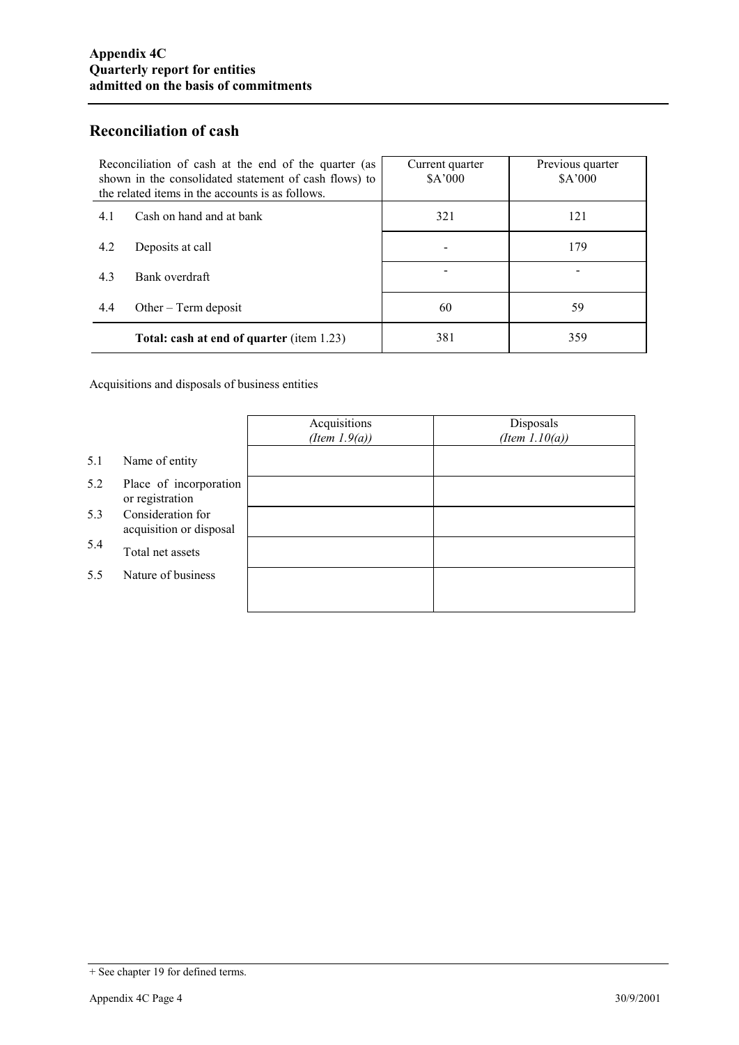## Reconciliation of cash

| Reconciliation of cash at the end of the quarter (as shown in the consolidated statement of cash flows) to the related items in the accounts is as follows. | | Current quarter $A'000 | Previous quarter $A'000 |
|---|---|---|---|
| 4.1 | Cash on hand and at bank | 321 | 121 |
| 4.2 | Deposits at call | - | 179 |
| 4.3 | Bank overdraft | - | - |
| 4.4 | Other – Term deposit | 60 | 59 |
| | **Total: cash at end of quarter** (item 1.23) | 381 | 359 |

Acquisitions and disposals of business entities

| | | Acquisitions *(Item 1.9(a))* | Disposals *(Item 1.10(a))* |
|---|---|---|---|
| 5.1 | Name of entity | | |
| 5.2 | Place of incorporation or registration | | |
| 5.3 | Consideration for acquisition or disposal | | |
| 5.4 | Total net assets | | |
| 5.5 | Nature of business | | |

+ See chapter 19 for defined terms.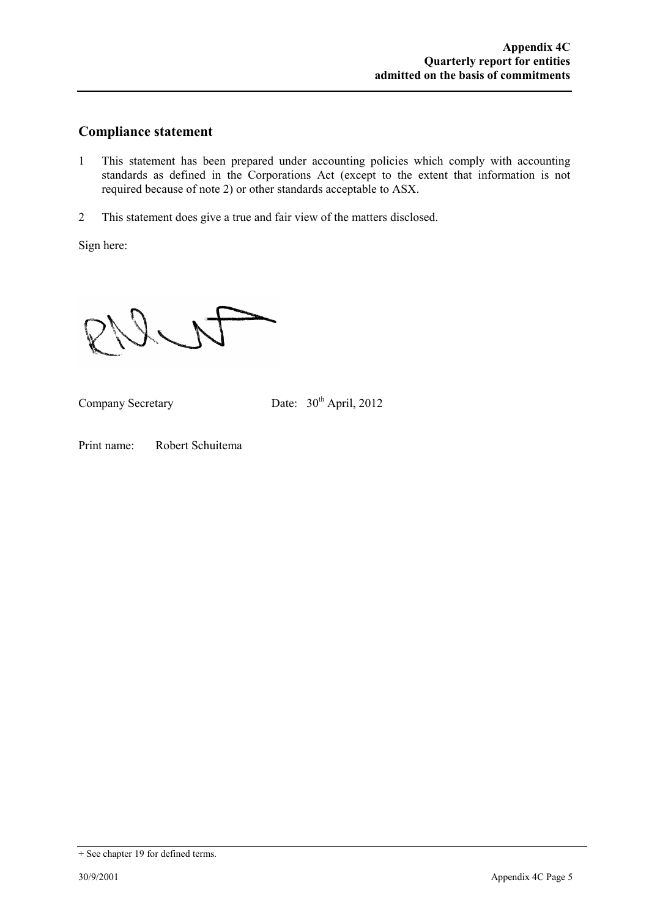## Compliance statement

1. This statement has been prepared under accounting policies which comply with accounting standards as defined in the Corporations Act (except to the extent that information is not required because of note 2) or other standards acceptable to ASX.

2. This statement does give a true and fair view of the matters disclosed.

Sign here:

Company Secretary Date: 30th April, 2012

Print name: Robert Schuitema

+ See chapter 19 for defined terms.